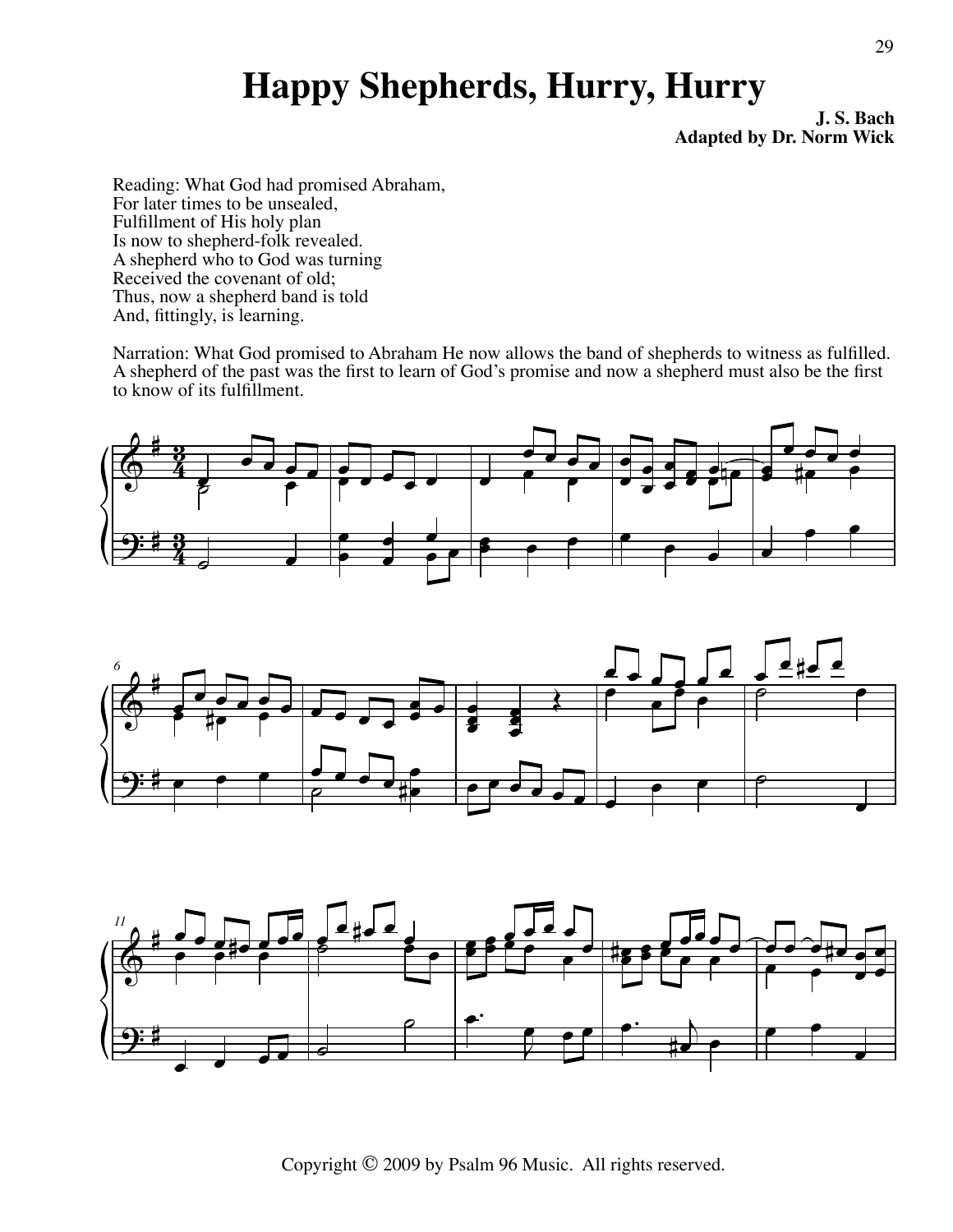# Happy Shepherds, Hurry, Hurry

**J. S. Bach**
**Adapted by Dr. Norm Wick**

Reading: What God had promised Abraham,
For later times to be unsealed,
Fulfillment of His holy plan
Is now to shepherd-folk revealed.
A shepherd who to God was turning
Received the covenant of old;
Thus, now a shepherd band is told
And, fittingly, is learning.

Narration: What God promised to Abraham He now allows the band of shepherds to witness as fulfilled. A shepherd of the past was the first to learn of God's promise and now a shepherd must also be the first to know of its fulfillment.

Copyright © 2009 by Psalm 96 Music. All rights reserved.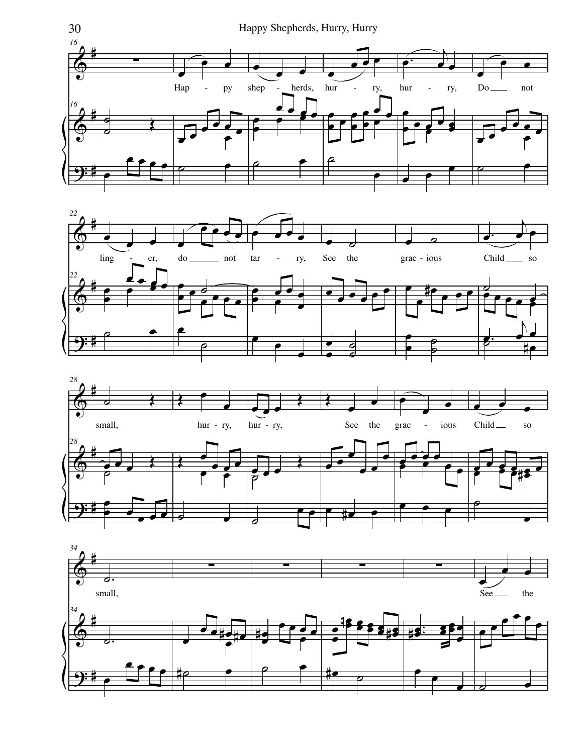Hap - py shep - herds, hur - ry, hur - ry, Do not ling - er, do not tar - ry, See the grac - ious Child so small, hur - ry, hur - ry, See the grac - ious Child so small, See the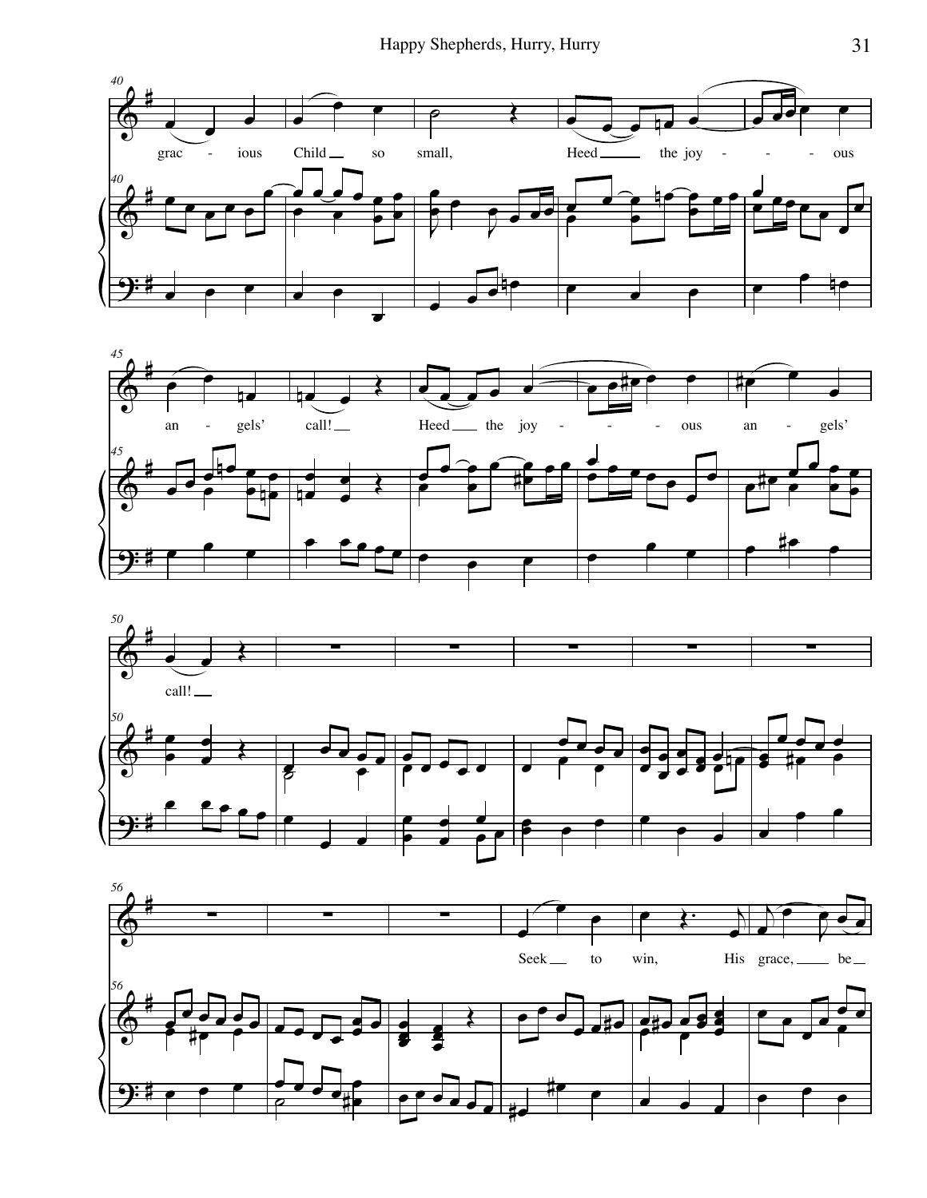grac - ious Child so small, Heed the joy - - - - ous

an - gels' call! Heed the joy - - - - ous an - gels'

call!

Seek to win, His grace, be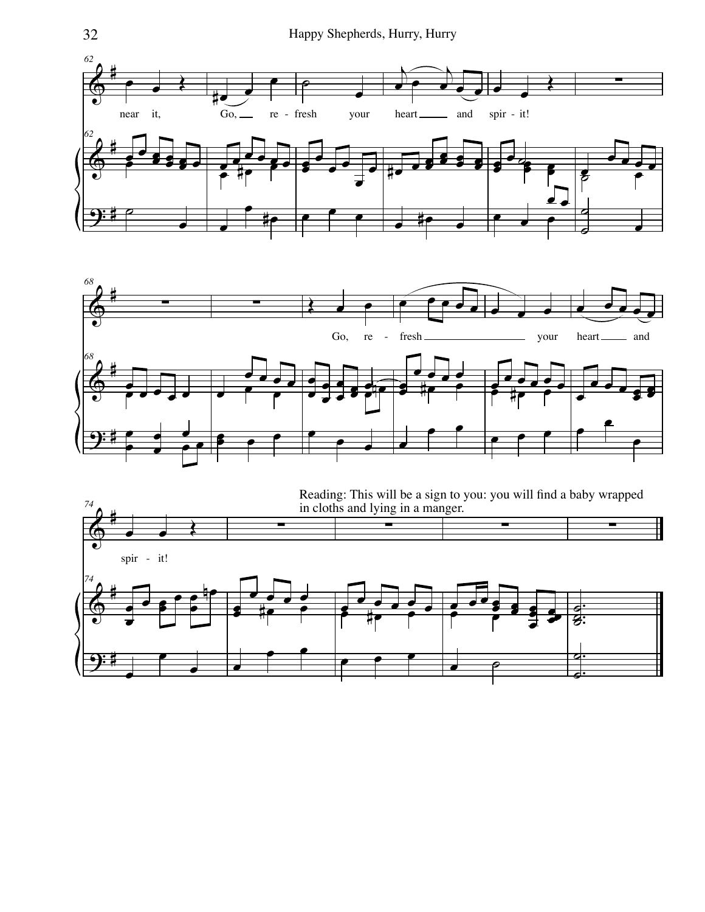near it, Go, re - fresh your heart and spir - it!

Go, re - fresh your heart and

spir - it!

Reading: This will be a sign to you: you will find a baby wrapped in cloths and lying in a manger.